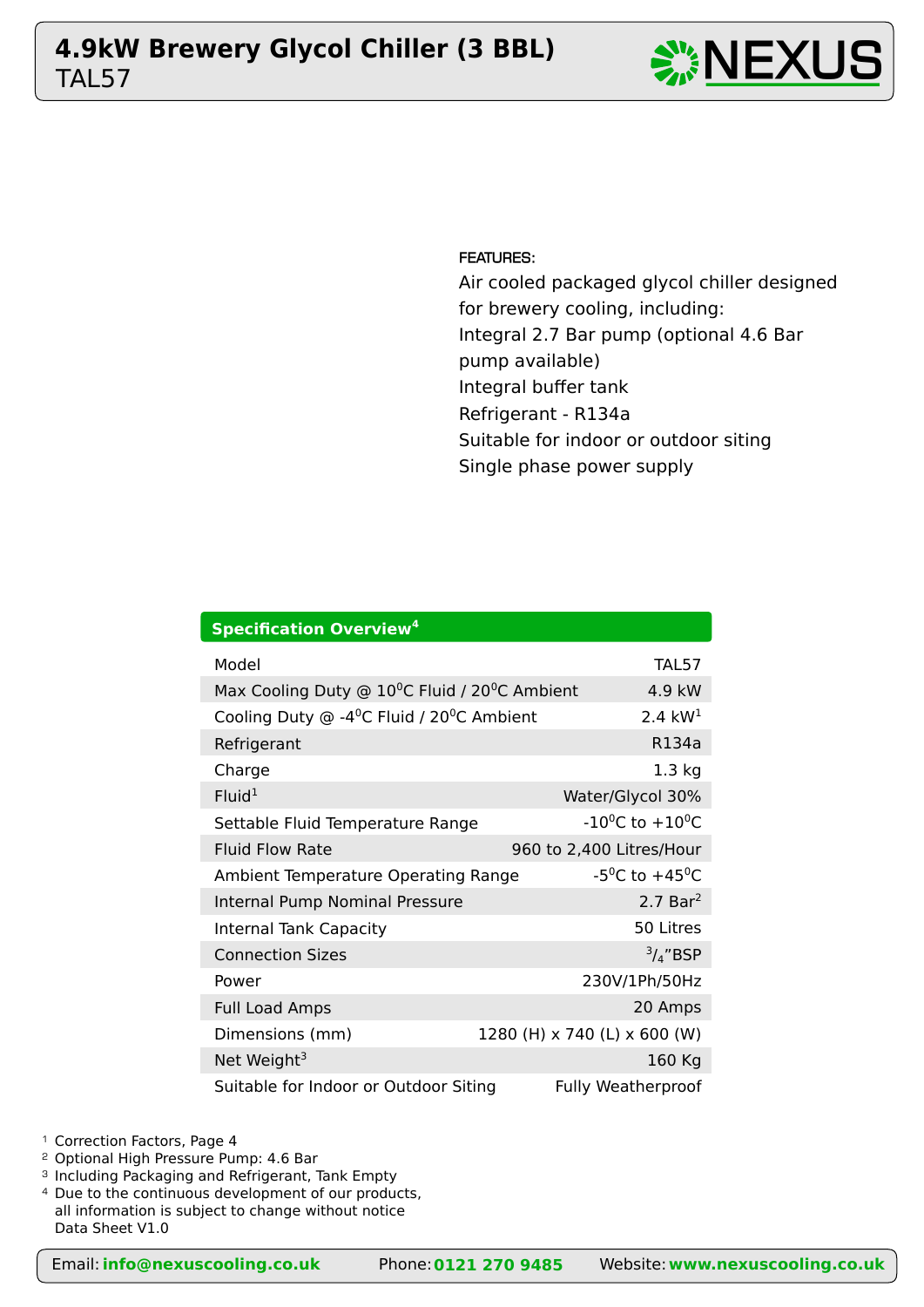# 4.9kW Brewery Glycol Chiller (3 BBL)

TAL57

NEXUS

FEATURES:

Air cooled packaged glycol chiller designed for brewery cooling, including:

- Integral 2.7 Bar pump (optional 4.6 Bar pump available)
- Integral buffer tank
- Refrigerant - R134a
- Suitable for indoor or outdoor siting
- Single phase power supply

| Specification Overview[4] | |
|---|---|
| Model | TAL57 |
| Max Cooling Duty @ 10°C Fluid / 20°C Ambient | 4.9 kW |
| Cooling Duty @ -4°C Fluid / 20°C Ambient | 2.4 kW[1] |
| Refrigerant | R134a |
| Charge | 1.3 kg |
| Fluid[1] | Water/Glycol 30% |
| Settable Fluid Temperature Range | -10°C to +10°C |
| Fluid Flow Rate | 960 to 2,400 Litres/Hour |
| Ambient Temperature Operating Range | -5°C to +45°C |
| Internal Pump Nominal Pressure | 2.7 Bar[2] |
| Internal Tank Capacity | 50 Litres |
| Connection Sizes | $^3/_4$"BSP |
| Power | 230V/1Ph/50Hz |
| Full Load Amps | 20 Amps |
| Dimensions (mm) | 1280 (H) x 740 (L) x 600 (W) |
| Net Weight[3] | 160 Kg |
| Suitable for Indoor or Outdoor Siting | Fully Weatherproof |

[1] Correction Factors, Page 4
[2] Optional High Pressure Pump: 4.6 Bar
[3] Including Packaging and Refrigerant, Tank Empty
[4] Due to the continuous development of our products, all information is subject to change without notice
Data Sheet V1.0

Email: **info@nexuscooling.co.uk** Phone: **0121 270 9485** Website: **www.nexuscooling.co.uk**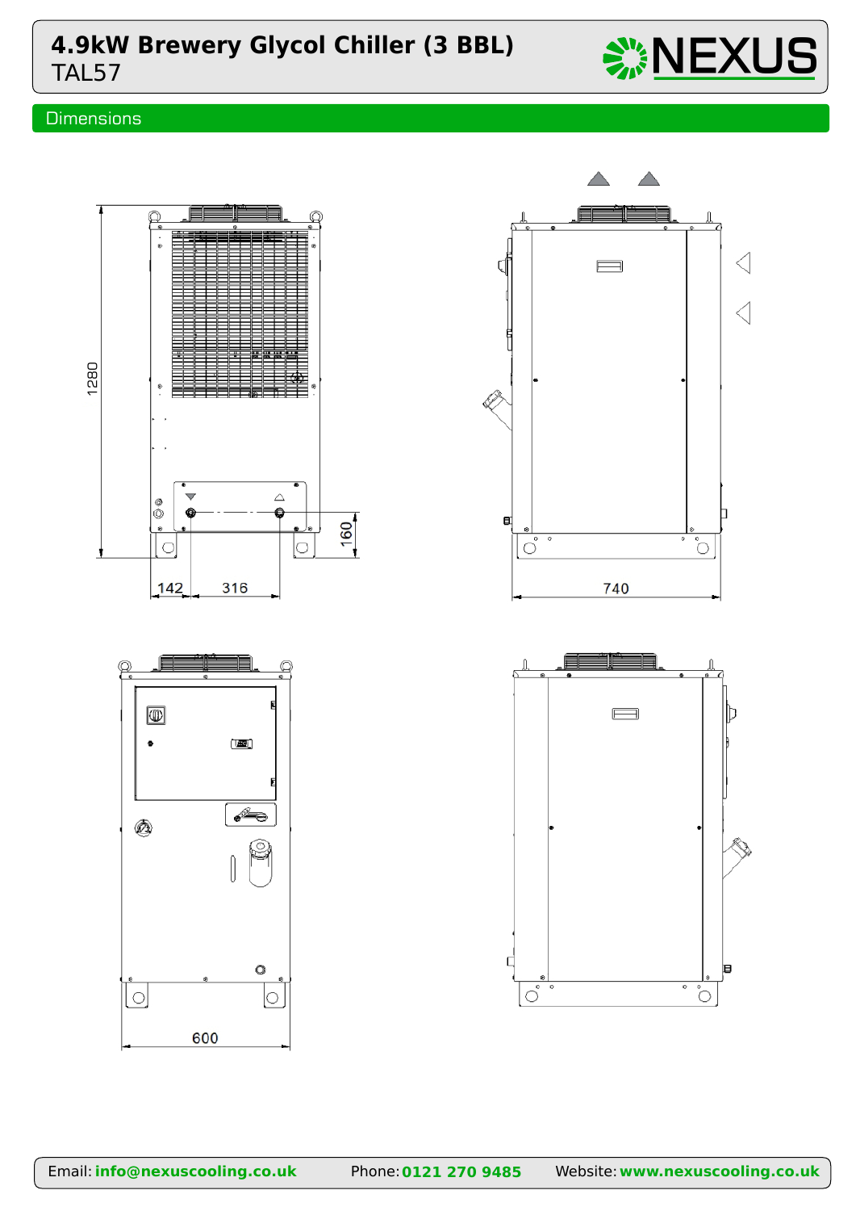# 4.9kW Brewery Glycol Chiller (3 BBL)

TAL57

## Dimensions

1280

160

142

316

740

600

Email: **info@nexuscooling.co.uk** Phone: **0121 270 9485** Website: **www.nexuscooling.co.uk**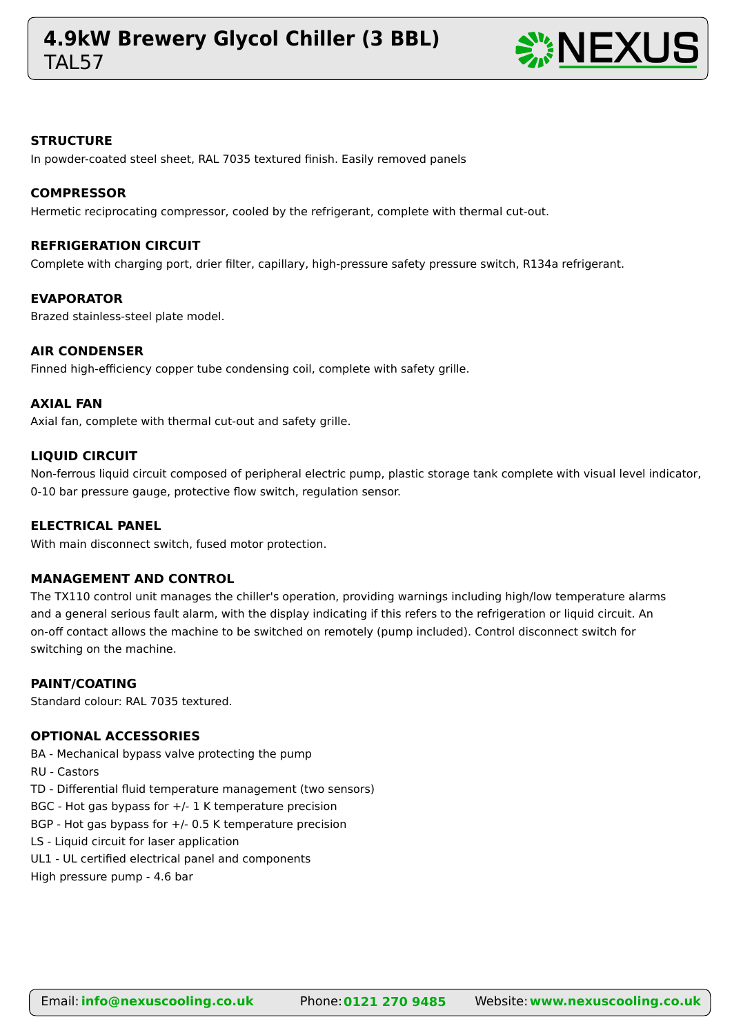# 4.9kW Brewery Glycol Chiller (3 BBL)

TAL57

### STRUCTURE

In powder-coated steel sheet, RAL 7035 textured finish. Easily removed panels

### COMPRESSOR

Hermetic reciprocating compressor, cooled by the refrigerant, complete with thermal cut-out.

### REFRIGERATION CIRCUIT

Complete with charging port, drier filter, capillary, high-pressure safety pressure switch, R134a refrigerant.

### EVAPORATOR

Brazed stainless-steel plate model.

### AIR CONDENSER

Finned high-efficiency copper tube condensing coil, complete with safety grille.

### AXIAL FAN

Axial fan, complete with thermal cut-out and safety grille.

### LIQUID CIRCUIT

Non-ferrous liquid circuit composed of peripheral electric pump, plastic storage tank complete with visual level indicator, 0-10 bar pressure gauge, protective flow switch, regulation sensor.

### ELECTRICAL PANEL

With main disconnect switch, fused motor protection.

### MANAGEMENT AND CONTROL

The TX110 control unit manages the chiller's operation, providing warnings including high/low temperature alarms and a general serious fault alarm, with the display indicating if this refers to the refrigeration or liquid circuit. An on-off contact allows the machine to be switched on remotely (pump included). Control disconnect switch for switching on the machine.

### PAINT/COATING

Standard colour: RAL 7035 textured.

### OPTIONAL ACCESSORIES

BA - Mechanical bypass valve protecting the pump
RU - Castors
TD - Differential fluid temperature management (two sensors)
BGC - Hot gas bypass for +/- 1 K temperature precision
BGP - Hot gas bypass for +/- 0.5 K temperature precision
LS - Liquid circuit for laser application
UL1 - UL certified electrical panel and components
High pressure pump - 4.6 bar

Email: info@nexuscooling.co.uk Phone: 0121 270 9485 Website: www.nexuscooling.co.uk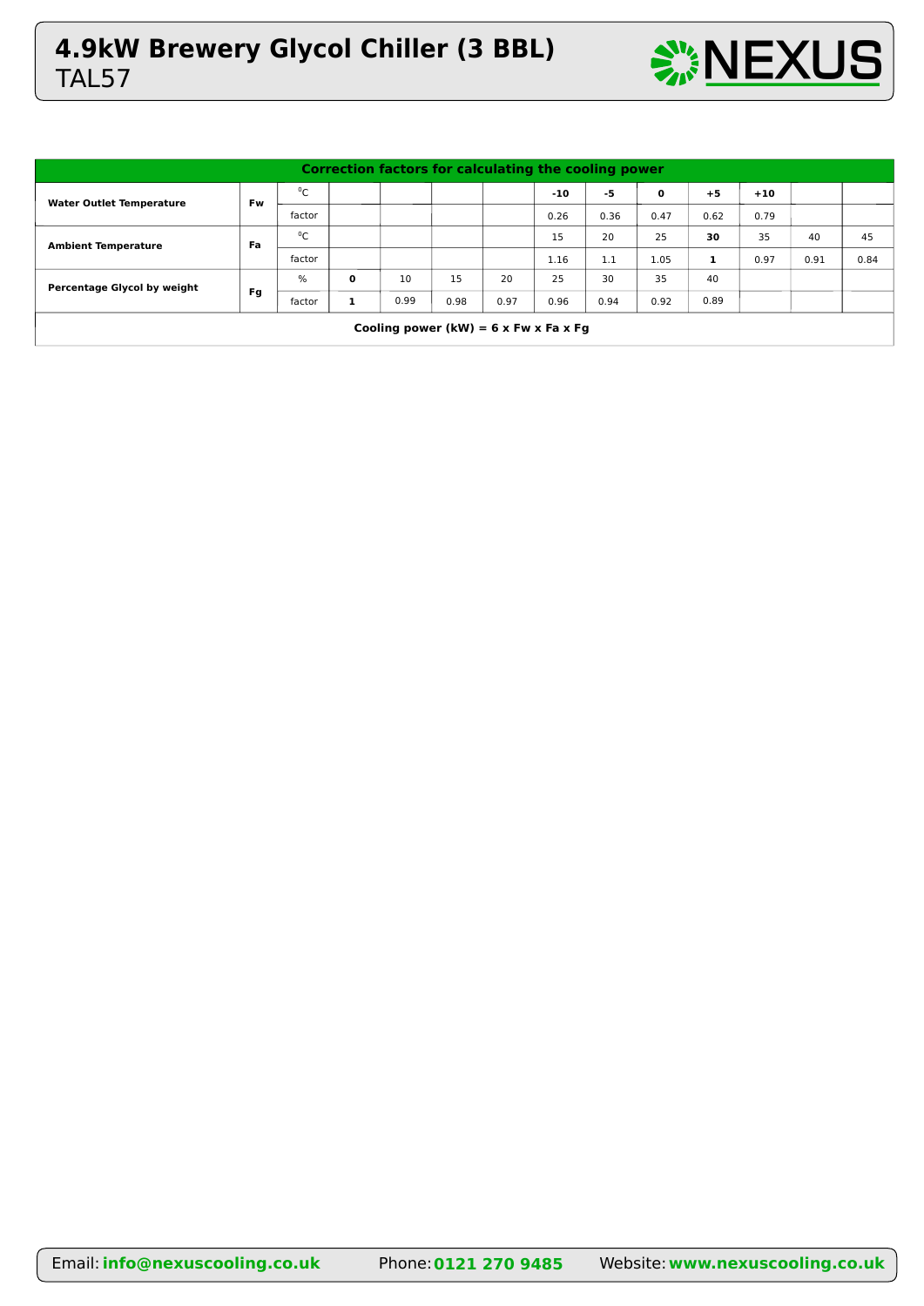| Correction factors for calculating the cooling power | | | | | | | | | | | | | |
|---|---|---|---|---|---|---|---|---|---|---|---|---|---|
| **Water Outlet Temperature** | **Fw** | ⁰C | | | | | **-10** | **-5** | **0** | **+5** | **+10** | | |
| | | factor | | | | | 0.26 | 0.36 | 0.47 | 0.62 | 0.79 | | |
| **Ambient Temperature** | **Fa** | ⁰C | | | | | 15 | 20 | 25 | **30** | 35 | 40 | 45 |
| | | factor | | | | | 1.16 | 1.1 | 1.05 | **1** | 0.97 | 0.91 | 0.84 |
| **Percentage Glycol by weight** | **Fg** | % | **0** | 10 | 15 | 20 | 25 | 30 | 35 | 40 | | | |
| | | factor | **1** | 0.99 | 0.98 | 0.97 | 0.96 | 0.94 | 0.92 | 0.89 | | | |
| **Cooling power (kW) = 6 x Fw x Fa x Fg** | | | | | | | | | | | | | |